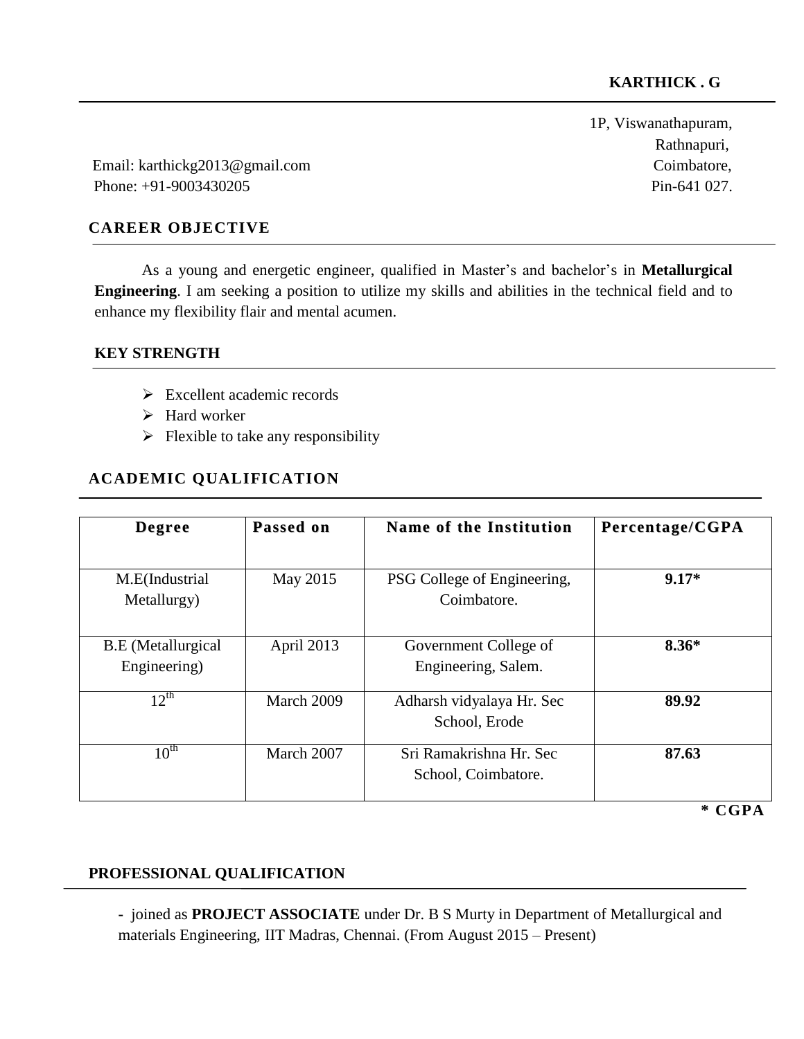# KARTHICK . G

1P, Viswanathapuram,
Rathnapuri,
Coimbatore,
Pin-641 027.

Email: karthickg2013@gmail.com
Phone: +91-9003430205

## CAREER OBJECTIVE

As a young and energetic engineer, qualified in Master's and bachelor's in **Metallurgical Engineering**. I am seeking a position to utilize my skills and abilities in the technical field and to enhance my flexibility flair and mental acumen.

## KEY STRENGTH

- Excellent academic records
- Hard worker
- Flexible to take any responsibility

## ACADEMIC QUALIFICATION

| Degree | Passed on | Name of the Institution | Percentage/CGPA |
|---|---|---|---|
| M.E(Industrial Metallurgy) | May 2015 | PSG College of Engineering, Coimbatore. | **9.17*** |
| B.E (Metallurgical Engineering) | April 2013 | Government College of Engineering, Salem. | **8.36*** |
| 12th | March 2009 | Adharsh vidyalaya Hr. Sec School, Erode | **89.92** |
| 10th | March 2007 | Sri Ramakrishna Hr. Sec School, Coimbatore. | **87.63** |

**\* CGPA**

## PROFESSIONAL QUALIFICATION

- joined as **PROJECT ASSOCIATE** under Dr. B S Murty in Department of Metallurgical and materials Engineering, IIT Madras, Chennai. (From August 2015 – Present)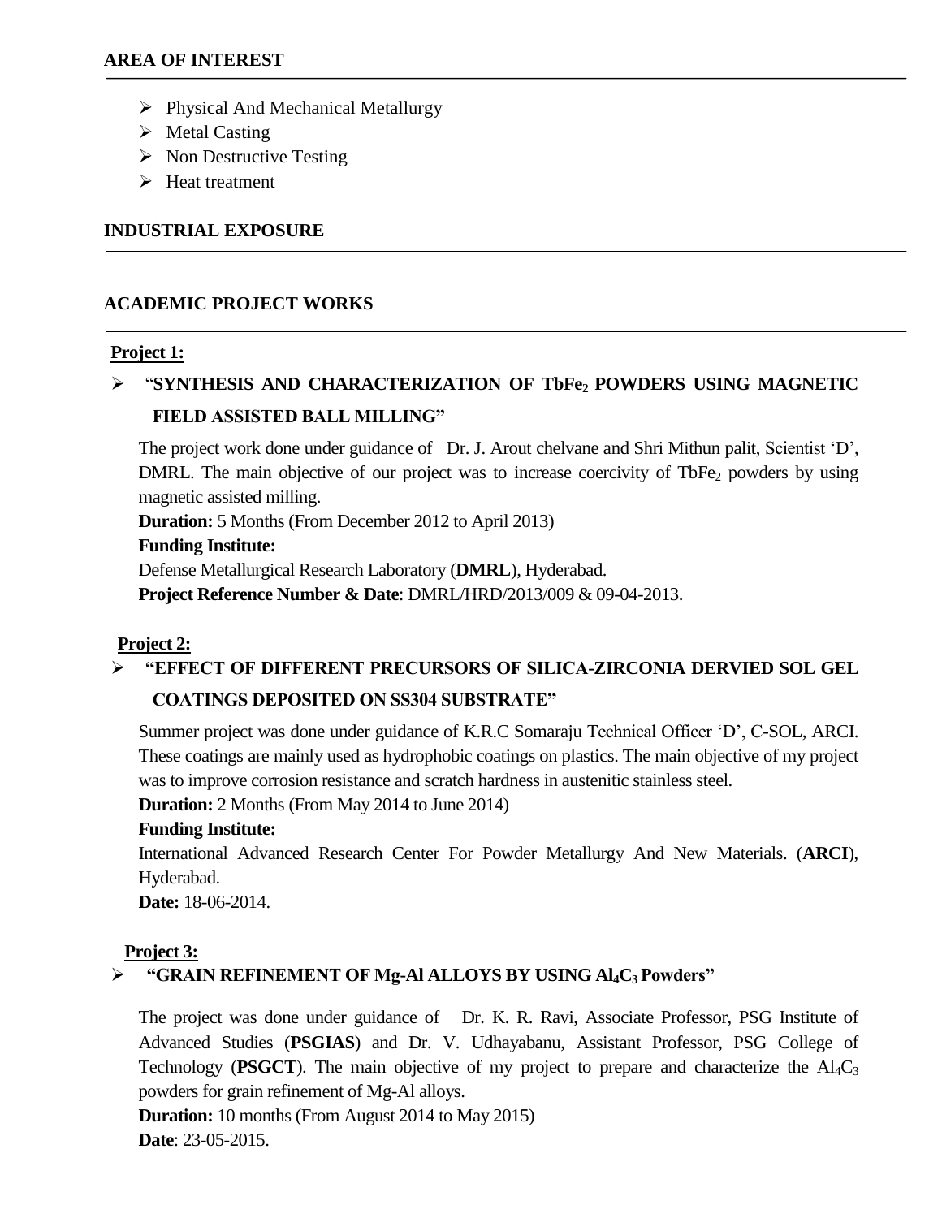## AREA OF INTEREST

- Physical And Mechanical Metallurgy
- Metal Casting
- Non Destructive Testing
- Heat treatment

## INDUSTRIAL EXPOSURE

## ACADEMIC PROJECT WORKS

**Project 1:**

- "**SYNTHESIS AND CHARACTERIZATION OF $TbFe_2$ POWDERS USING MAGNETIC FIELD ASSISTED BALL MILLING"**

The project work done under guidance of Dr. J. Arout chelvane and Shri Mithun palit, Scientist 'D', DMRL. The main objective of our project was to increase coercivity of $TbFe_2$ powders by using magnetic assisted milling.

**Duration:** 5 Months (From December 2012 to April 2013)

**Funding Institute:**

Defense Metallurgical Research Laboratory (**DMRL**), Hyderabad.

**Project Reference Number & Date**: DMRL/HRD/2013/009 & 09-04-2013.

**Project 2:**

- **"EFFECT OF DIFFERENT PRECURSORS OF SILICA-ZIRCONIA DERVIED SOL GEL COATINGS DEPOSITED ON SS304 SUBSTRATE"**

Summer project was done under guidance of K.R.C Somaraju Technical Officer 'D', C-SOL, ARCI. These coatings are mainly used as hydrophobic coatings on plastics. The main objective of my project was to improve corrosion resistance and scratch hardness in austenitic stainless steel.

**Duration:** 2 Months (From May 2014 to June 2014)

**Funding Institute:**

International Advanced Research Center For Powder Metallurgy And New Materials. (**ARCI**), Hyderabad.

**Date:** 18-06-2014.

**Project 3:**

- **"GRAIN REFINEMENT OF Mg-Al ALLOYS BY USING $Al_4C_3$ Powders"**

The project was done under guidance of Dr. K. R. Ravi, Associate Professor, PSG Institute of Advanced Studies (**PSGIAS**) and Dr. V. Udhayabanu, Assistant Professor, PSG College of Technology (**PSGCT**). The main objective of my project to prepare and characterize the $Al_4C_3$ powders for grain refinement of Mg-Al alloys.

**Duration:** 10 months (From August 2014 to May 2015)

**Date**: 23-05-2015.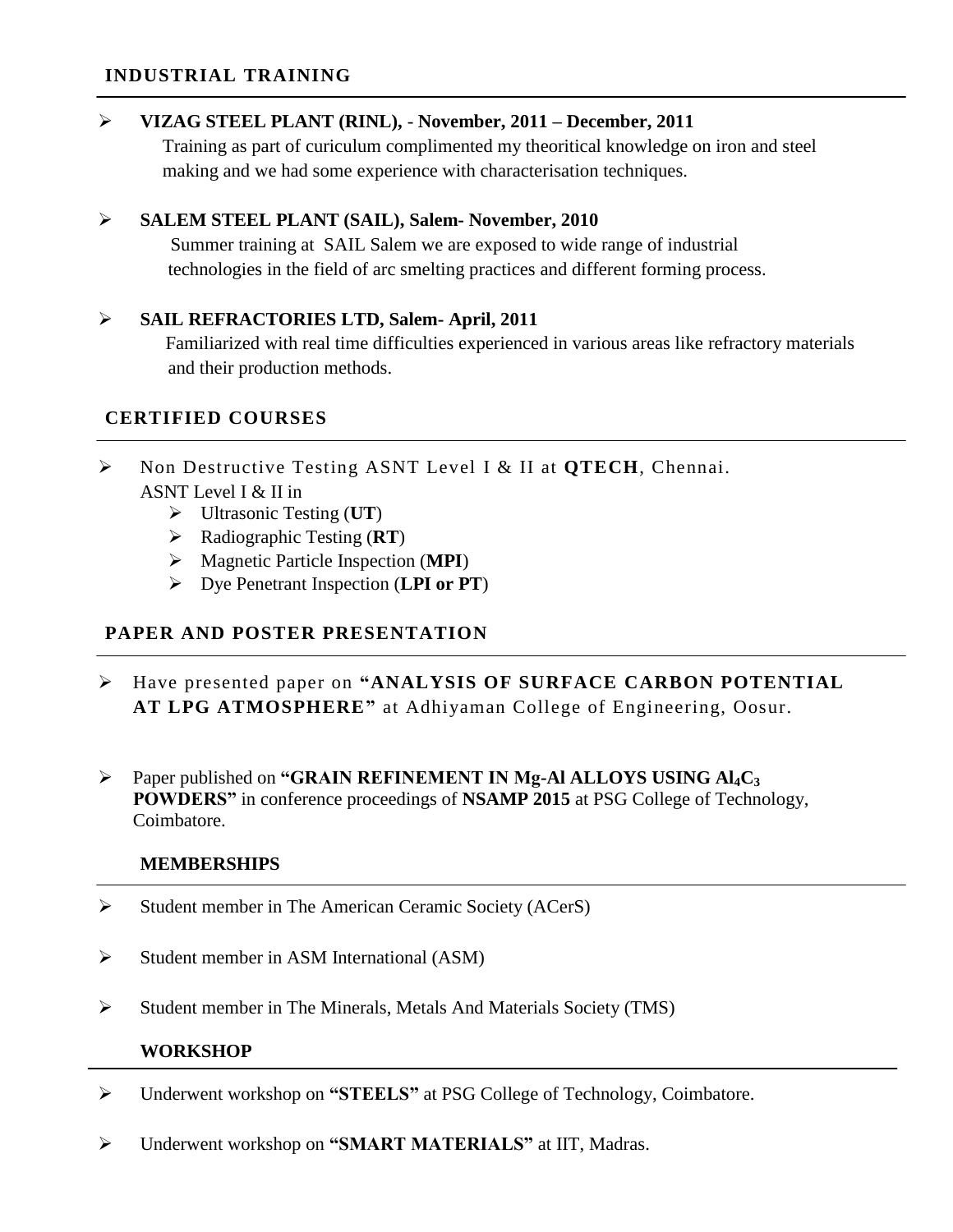## INDUSTRIAL TRAINING

- **VIZAG STEEL PLANT (RINL), - November, 2011 – December, 2011**
  Training as part of curiculum complimented my theoritical knowledge on iron and steel making and we had some experience with characterisation techniques.

- **SALEM STEEL PLANT (SAIL), Salem- November, 2010**
  Summer training at SAIL Salem we are exposed to wide range of industrial technologies in the field of arc smelting practices and different forming process.

- **SAIL REFRACTORIES LTD, Salem- April, 2011**
  Familiarized with real time difficulties experienced in various areas like refractory materials and their production methods.

## CERTIFIED COURSES

- Non Destructive Testing ASNT Level I & II at **QTECH**, Chennai.
  ASNT Level I & II in
  - Ultrasonic Testing (**UT**)
  - Radiographic Testing (**RT**)
  - Magnetic Particle Inspection (**MPI**)
  - Dye Penetrant Inspection (**LPI or PT**)

## PAPER AND POSTER PRESENTATION

- Have presented paper on **"ANALYSIS OF SURFACE CARBON POTENTIAL AT LPG ATMOSPHERE"** at Adhiyaman College of Engineering, Oosur.

- Paper published on **"GRAIN REFINEMENT IN Mg-Al ALLOYS USING $Al_4C_3$ POWDERS"** in conference proceedings of **NSAMP 2015** at PSG College of Technology, Coimbatore.

## MEMBERSHIPS

- Student member in The American Ceramic Society (ACerS)
- Student member in ASM International (ASM)
- Student member in The Minerals, Metals And Materials Society (TMS)

## WORKSHOP

- Underwent workshop on **"STEELS"** at PSG College of Technology, Coimbatore.
- Underwent workshop on **"SMART MATERIALS"** at IIT, Madras.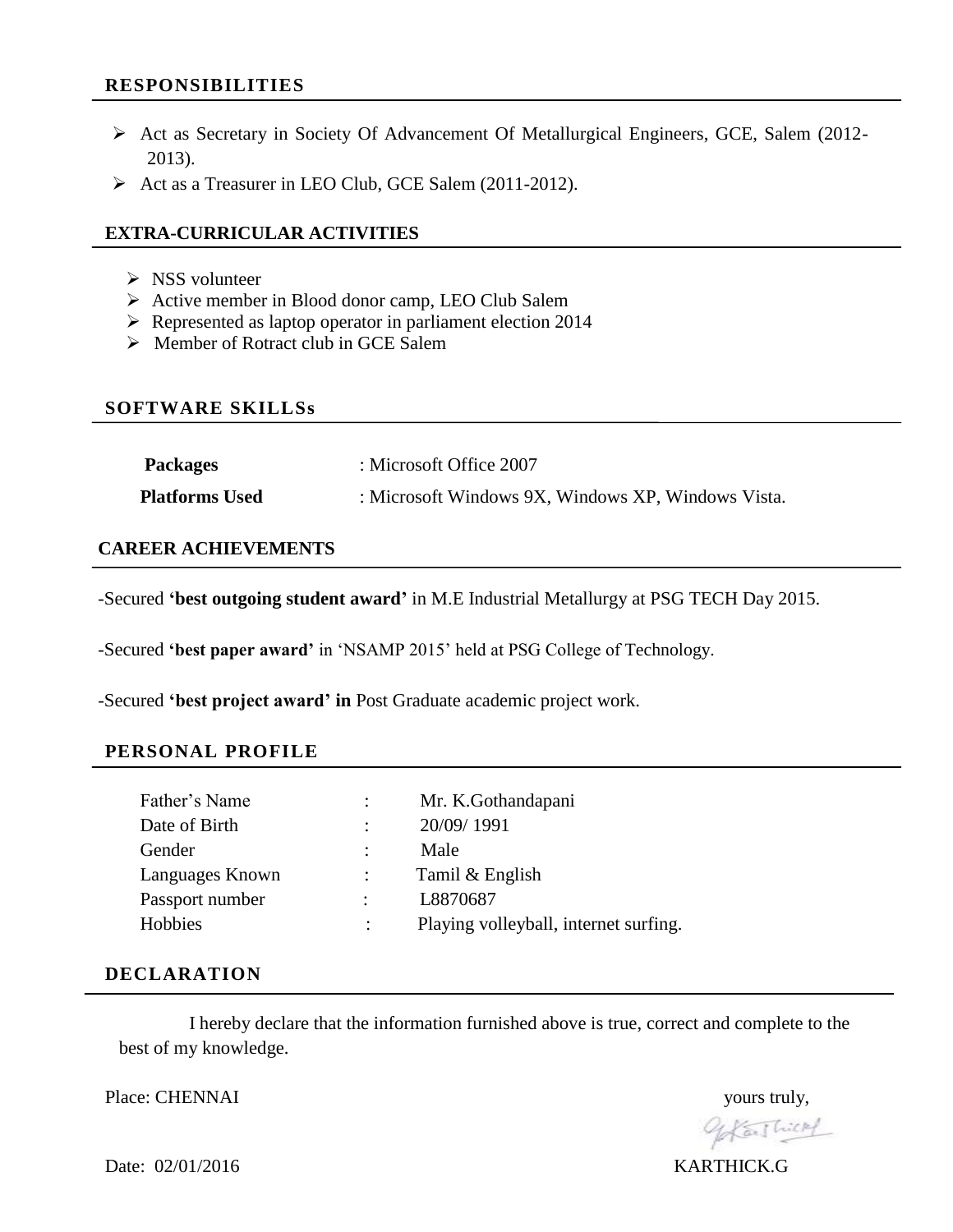## RESPONSIBILITIES

- Act as Secretary in Society Of Advancement Of Metallurgical Engineers, GCE, Salem (2012-2013).
- Act as a Treasurer in LEO Club, GCE Salem (2011-2012).

## EXTRA-CURRICULAR ACTIVITIES

- NSS volunteer
- Active member in Blood donor camp, LEO Club Salem
- Represented as laptop operator in parliament election 2014
- Member of Rotract club in GCE Salem

## SOFTWARE SKILLSs

| | |
|---|---|
| **Packages** | : Microsoft Office 2007 |
| **Platforms Used** | : Microsoft Windows 9X, Windows XP, Windows Vista. |

## CAREER ACHIEVEMENTS

-Secured **'best outgoing student award'** in M.E Industrial Metallurgy at PSG TECH Day 2015.

-Secured **'best paper award'** in 'NSAMP 2015' held at PSG College of Technology.

-Secured **'best project award' in** Post Graduate academic project work.

## PERSONAL PROFILE

| | | |
|---|---|---|
| Father's Name | : | Mr. K.Gothandapani |
| Date of Birth | : | 20/09/ 1991 |
| Gender | : | Male |
| Languages Known | : | Tamil & English |
| Passport number | : | L8870687 |
| Hobbies | : | Playing volleyball, internet surfing. |

## DECLARATION

I hereby declare that the information furnished above is true, correct and complete to the best of my knowledge.

Place: CHENNAI

yours truly,

Date: 02/01/2016

KARTHICK.G